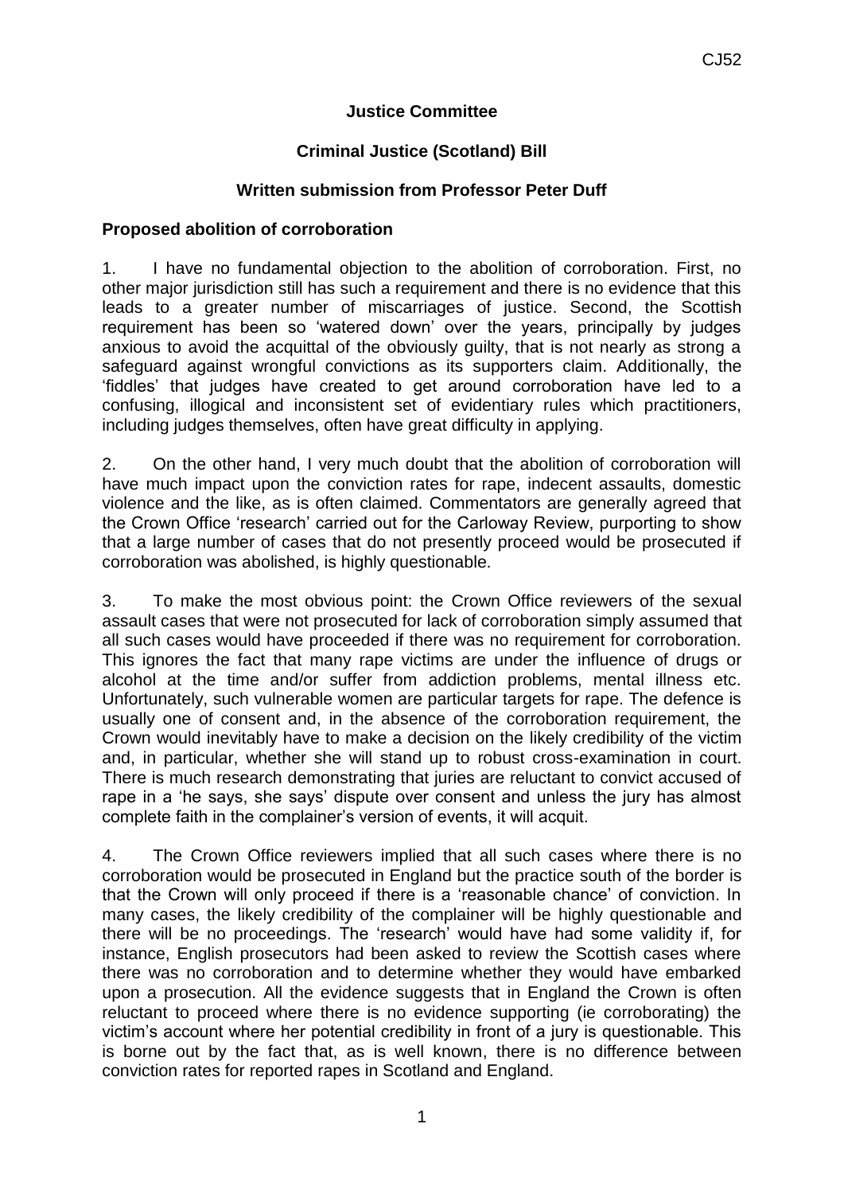**Justice Committee**

**Criminal Justice (Scotland) Bill**

**Written submission from Professor Peter Duff**

**Proposed abolition of corroboration**

1. I have no fundamental objection to the abolition of corroboration. First, no other major jurisdiction still has such a requirement and there is no evidence that this leads to a greater number of miscarriages of justice. Second, the Scottish requirement has been so 'watered down' over the years, principally by judges anxious to avoid the acquittal of the obviously guilty, that is not nearly as strong a safeguard against wrongful convictions as its supporters claim. Additionally, the 'fiddles' that judges have created to get around corroboration have led to a confusing, illogical and inconsistent set of evidentiary rules which practitioners, including judges themselves, often have great difficulty in applying.

2. On the other hand, I very much doubt that the abolition of corroboration will have much impact upon the conviction rates for rape, indecent assaults, domestic violence and the like, as is often claimed. Commentators are generally agreed that the Crown Office 'research' carried out for the Carloway Review, purporting to show that a large number of cases that do not presently proceed would be prosecuted if corroboration was abolished, is highly questionable.

3. To make the most obvious point: the Crown Office reviewers of the sexual assault cases that were not prosecuted for lack of corroboration simply assumed that all such cases would have proceeded if there was no requirement for corroboration. This ignores the fact that many rape victims are under the influence of drugs or alcohol at the time and/or suffer from addiction problems, mental illness etc. Unfortunately, such vulnerable women are particular targets for rape. The defence is usually one of consent and, in the absence of the corroboration requirement, the Crown would inevitably have to make a decision on the likely credibility of the victim and, in particular, whether she will stand up to robust cross-examination in court. There is much research demonstrating that juries are reluctant to convict accused of rape in a 'he says, she says' dispute over consent and unless the jury has almost complete faith in the complainer's version of events, it will acquit.

4. The Crown Office reviewers implied that all such cases where there is no corroboration would be prosecuted in England but the practice south of the border is that the Crown will only proceed if there is a 'reasonable chance' of conviction. In many cases, the likely credibility of the complainer will be highly questionable and there will be no proceedings. The 'research' would have had some validity if, for instance, English prosecutors had been asked to review the Scottish cases where there was no corroboration and to determine whether they would have embarked upon a prosecution. All the evidence suggests that in England the Crown is often reluctant to proceed where there is no evidence supporting (ie corroborating) the victim's account where her potential credibility in front of a jury is questionable. This is borne out by the fact that, as is well known, there is no difference between conviction rates for reported rapes in Scotland and England.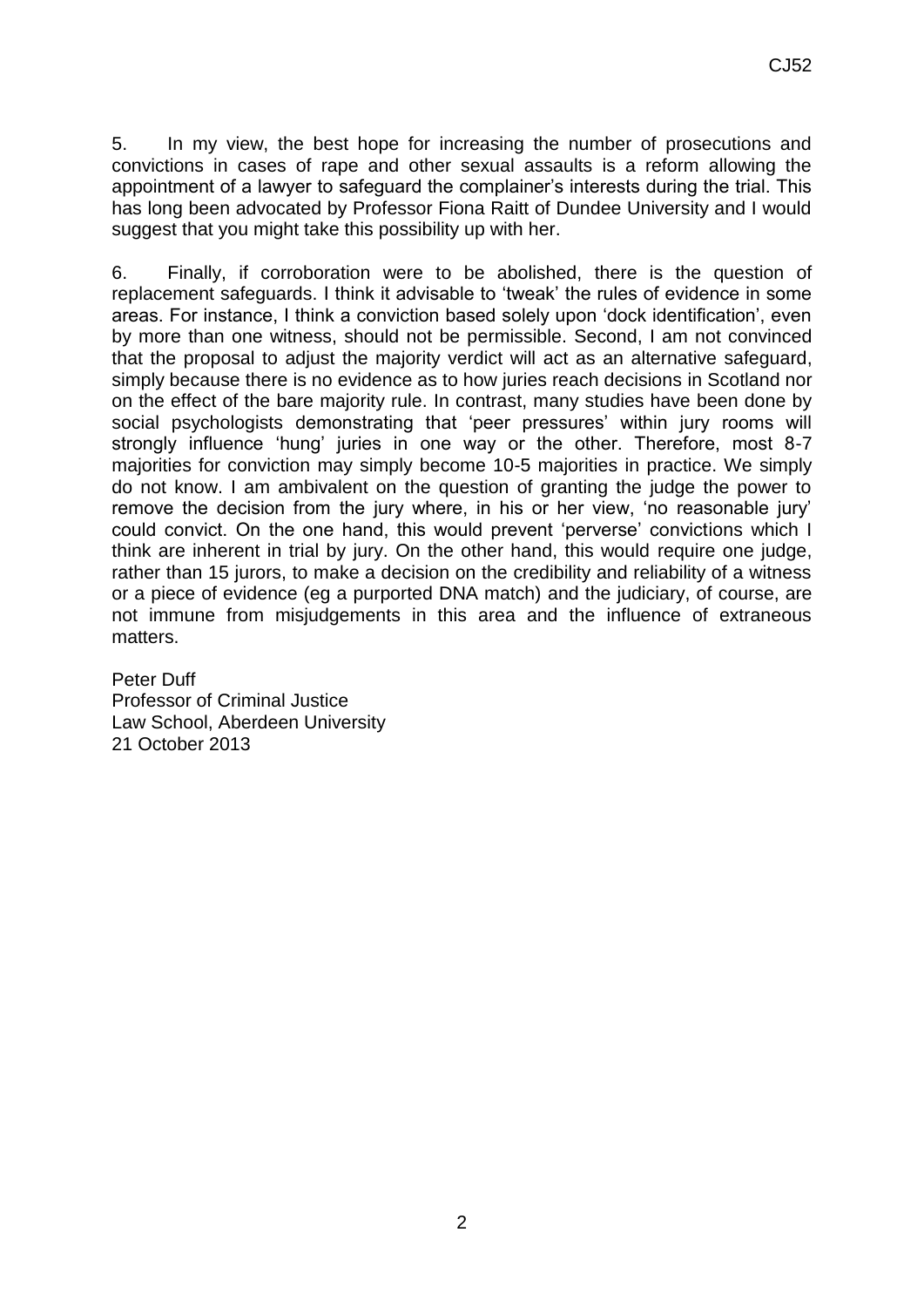5. In my view, the best hope for increasing the number of prosecutions and convictions in cases of rape and other sexual assaults is a reform allowing the appointment of a lawyer to safeguard the complainer's interests during the trial. This has long been advocated by Professor Fiona Raitt of Dundee University and I would suggest that you might take this possibility up with her.

6. Finally, if corroboration were to be abolished, there is the question of replacement safeguards. I think it advisable to 'tweak' the rules of evidence in some areas. For instance, I think a conviction based solely upon 'dock identification', even by more than one witness, should not be permissible. Second, I am not convinced that the proposal to adjust the majority verdict will act as an alternative safeguard, simply because there is no evidence as to how juries reach decisions in Scotland nor on the effect of the bare majority rule. In contrast, many studies have been done by social psychologists demonstrating that 'peer pressures' within jury rooms will strongly influence 'hung' juries in one way or the other. Therefore, most 8-7 majorities for conviction may simply become 10-5 majorities in practice. We simply do not know. I am ambivalent on the question of granting the judge the power to remove the decision from the jury where, in his or her view, 'no reasonable jury' could convict. On the one hand, this would prevent 'perverse' convictions which I think are inherent in trial by jury. On the other hand, this would require one judge, rather than 15 jurors, to make a decision on the credibility and reliability of a witness or a piece of evidence (eg a purported DNA match) and the judiciary, of course, are not immune from misjudgements in this area and the influence of extraneous matters.

Peter Duff  
Professor of Criminal Justice  
Law School, Aberdeen University  
21 October 2013